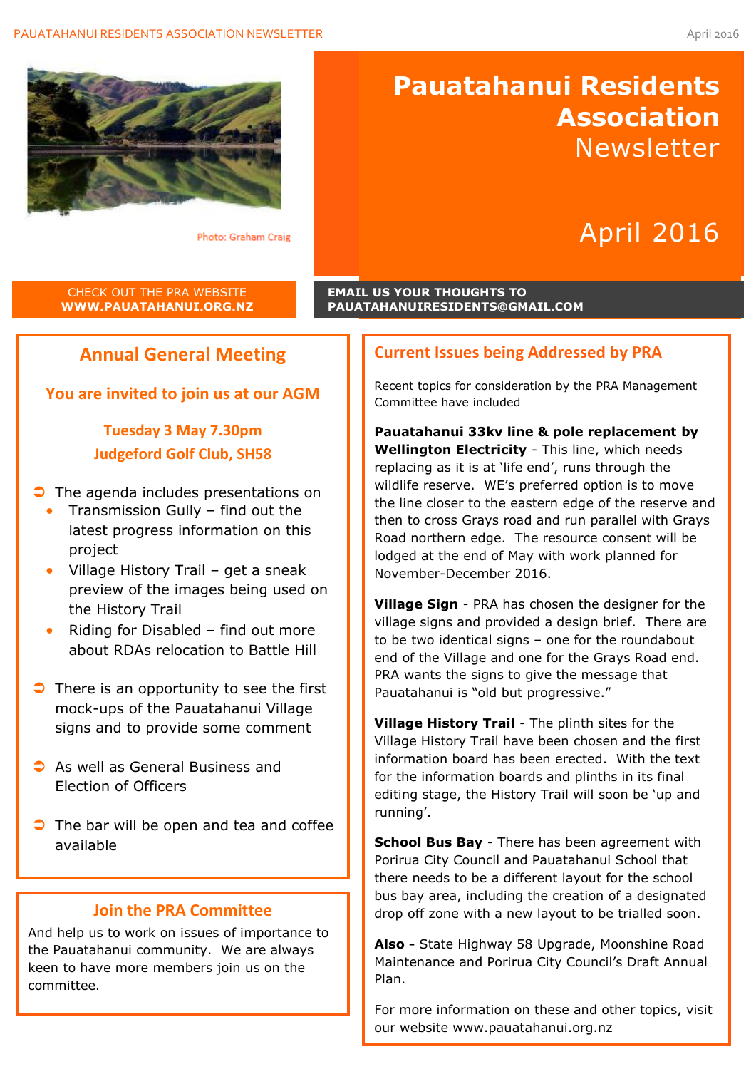# Pauatahanui Residents Association Newsletter

April 2016

Photo: Graham Craig

CHECK OUT THE PRA WEBSITE
**WWW.PAUATAHANUI.ORG.NZ**

**EMAIL US YOUR THOUGHTS TO PAUATAHANUIRESIDENTS@GMAIL.COM**

## Annual General Meeting

### You are invited to join us at our AGM

**Tuesday 3 May 7.30pm**
**Judgeford Golf Club, SH58**

- The agenda includes presentations on
  - Transmission Gully – find out the latest progress information on this project
  - Village History Trail – get a sneak preview of the images being used on the History Trail
  - Riding for Disabled – find out more about RDAs relocation to Battle Hill
- There is an opportunity to see the first mock-ups of the Pauatahanui Village signs and to provide some comment
- As well as General Business and Election of Officers
- The bar will be open and tea and coffee available

## Join the PRA Committee

And help us to work on issues of importance to the Pauatahanui community. We are always keen to have more members join us on the committee.

## Current Issues being Addressed by PRA

Recent topics for consideration by the PRA Management Committee have included

**Pauatahanui 33kv line & pole replacement by Wellington Electricity** - This line, which needs replacing as it is at 'life end', runs through the wildlife reserve. WE's preferred option is to move the line closer to the eastern edge of the reserve and then to cross Grays road and run parallel with Grays Road northern edge. The resource consent will be lodged at the end of May with work planned for November-December 2016.

**Village Sign** - PRA has chosen the designer for the village signs and provided a design brief. There are to be two identical signs – one for the roundabout end of the Village and one for the Grays Road end. PRA wants the signs to give the message that Pauatahanui is "old but progressive."

**Village History Trail** - The plinth sites for the Village History Trail have been chosen and the first information board has been erected. With the text for the information boards and plinths in its final editing stage, the History Trail will soon be 'up and running'.

**School Bus Bay** - There has been agreement with Porirua City Council and Pauatahanui School that there needs to be a different layout for the school bus bay area, including the creation of a designated drop off zone with a new layout to be trialled soon.

**Also -** State Highway 58 Upgrade, Moonshine Road Maintenance and Porirua City Council's Draft Annual Plan.

For more information on these and other topics, visit our website www.pauatahanui.org.nz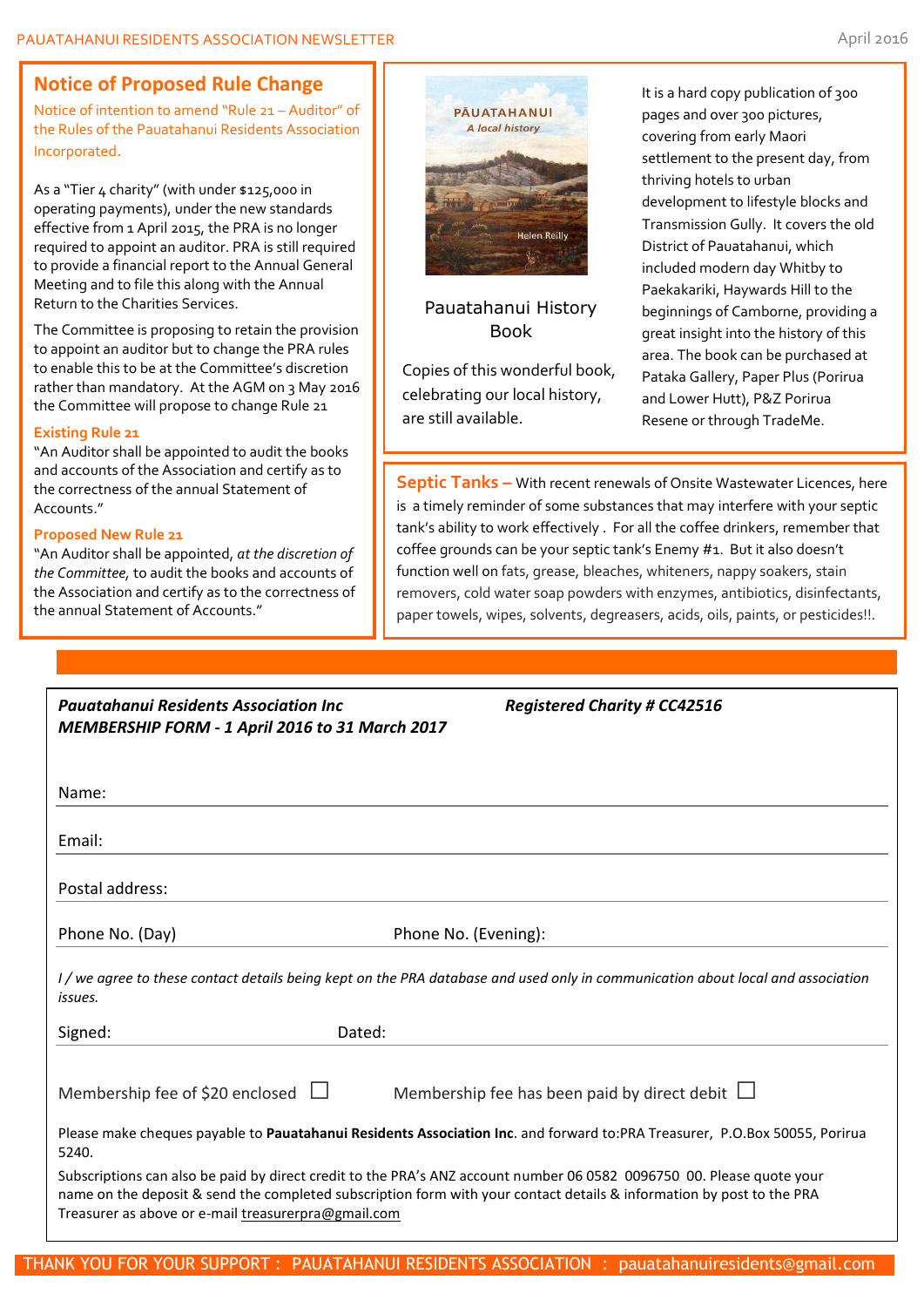## Notice of Proposed Rule Change

Notice of intention to amend "Rule 21 – Auditor" of the Rules of the Pauatahanui Residents Association Incorporated.

As a "Tier 4 charity" (with under $125,000 in operating payments), under the new standards effective from 1 April 2015, the PRA is no longer required to appoint an auditor. PRA is still required to provide a financial report to the Annual General Meeting and to file this along with the Annual Return to the Charities Services.

The Committee is proposing to retain the provision to appoint an auditor but to change the PRA rules to enable this to be at the Committee's discretion rather than mandatory. At the AGM on 3 May 2016 the Committee will propose to change Rule 21

**Existing Rule 21**

"An Auditor shall be appointed to audit the books and accounts of the Association and certify as to the correctness of the annual Statement of Accounts."

**Proposed New Rule 21**

"An Auditor shall be appointed, *at the discretion of the Committee*, to audit the books and accounts of the Association and certify as to the correctness of the annual Statement of Accounts."

PĀUATAHANUI
*A local history*
Helen Reilly

## Pauatahanui History Book

Copies of this wonderful book, celebrating our local history, are still available.

It is a hard copy publication of 300 pages and over 300 pictures, covering from early Maori settlement to the present day, from thriving hotels to urban development to lifestyle blocks and Transmission Gully. It covers the old District of Pauatahanui, which included modern day Whitby to Paekakariki, Haywards Hill to the beginnings of Camborne, providing a great insight into the history of this area. The book can be purchased at Pataka Gallery, Paper Plus (Porirua and Lower Hutt), P&Z Porirua Resene or through TradeMe.

**Septic Tanks –** With recent renewals of Onsite Wastewater Licences, here is a timely reminder of some substances that may interfere with your septic tank's ability to work effectively . For all the coffee drinkers, remember that coffee grounds can be your septic tank's Enemy #1. But it also doesn't function well on fats, grease, bleaches, whiteners, nappy soakers, stain removers, cold water soap powders with enzymes, antibiotics, disinfectants, paper towels, wipes, solvents, degreasers, acids, oils, paints, or pesticides!!.

---

***Pauatahanui Residents Association Inc*** ***Registered Charity # CC42516***
***MEMBERSHIP FORM - 1 April 2016 to 31 March 2017***

Name:

Email:

Postal address:

Phone No. (Day) Phone No. (Evening):

*I / we agree to these contact details being kept on the PRA database and used only in communication about local and association issues.*

Signed: Dated:

Membership fee of $20 enclosed ☐ Membership fee has been paid by direct debit ☐

Please make cheques payable to **Pauatahanui Residents Association Inc**. and forward to:PRA Treasurer, P.O.Box 50055, Porirua 5240.

Subscriptions can also be paid by direct credit to the PRA's ANZ account number 06 0582 0096750 00. Please quote your name on the deposit & send the completed subscription form with your contact details & information by post to the PRA Treasurer as above or e-mail treasurerpra@gmail.com

THANK YOU FOR YOUR SUPPORT : PAUATAHANUI RESIDENTS ASSOCIATION : pauatahanuiresidents@gmail.com